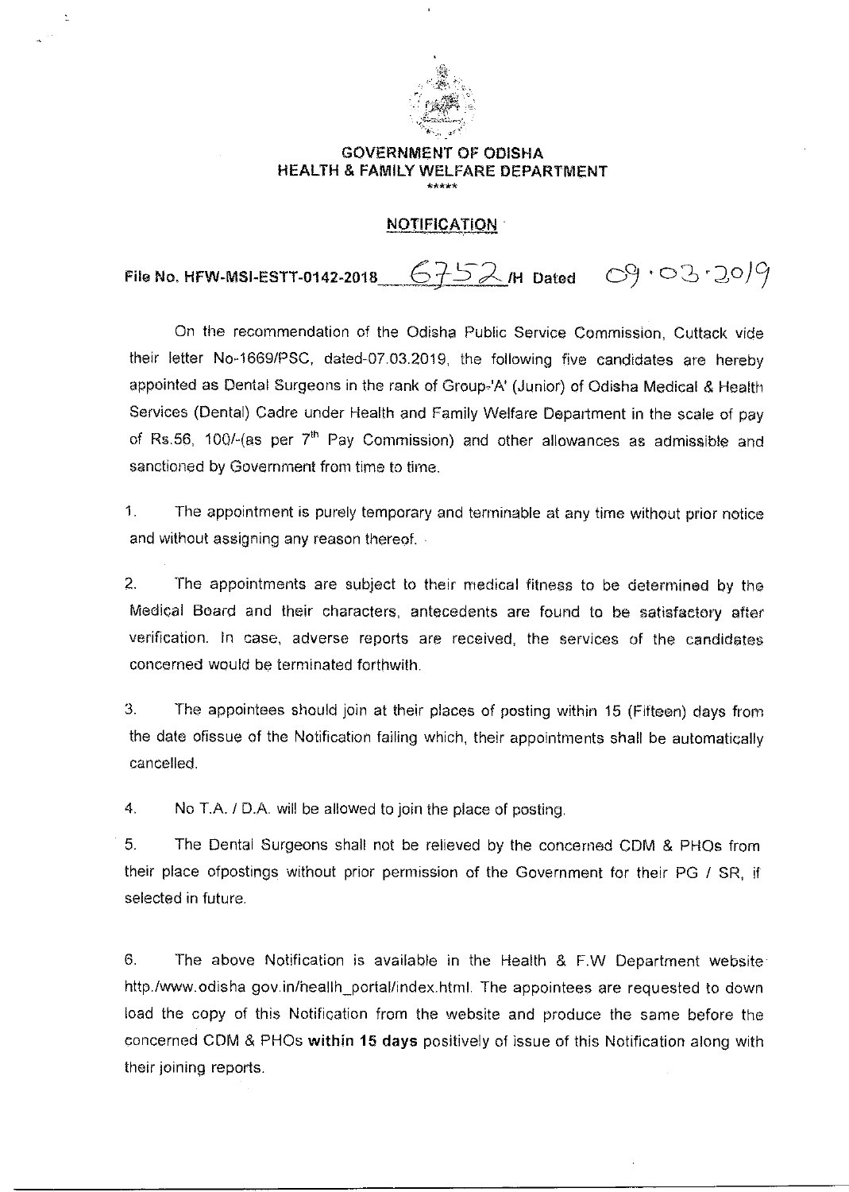**GOVERNMENT OF ODISHA**
**HEALTH & FAMILY WELFARE DEPARTMENT**

\*\*\*\*\*

**NOTIFICATION**

**File No. HFW-MSI-ESTT-0142-2018** 6752 **/H Dated** 09.03.2019

On the recommendation of the Odisha Public Service Commission, Cuttack vide their letter No-1669/PSC, dated-07.03.2019, the following five candidates are hereby appointed as Dental Surgeons in the rank of Group-'A' (Junior) of Odisha Medical & Health Services (Dental) Cadre under Health and Family Welfare Department in the scale of pay of Rs.56, 100/-(as per 7th Pay Commission) and other allowances as admissible and sanctioned by Government from time to time.

1. The appointment is purely temporary and terminable at any time without prior notice and without assigning any reason thereof.

2. The appointments are subject to their medical fitness to be determined by the Medical Board and their characters, antecedents are found to be satisfactory after verification. In case, adverse reports are received, the services of the candidates concerned would be terminated forthwith.

3. The appointees should join at their places of posting within 15 (Fifteen) days from the date ofissue of the Notification failing which, their appointments shall be automatically cancelled.

4. No T.A. / D.A. will be allowed to join the place of posting.

5. The Dental Surgeons shall not be relieved by the concerned CDM & PHOs from their place ofpostings without prior permission of the Government for their PG / SR, if selected in future.

6. The above Notification is available in the Health & F.W Department website http./www.odisha gov.in/heallh_portal/index.html. The appointees are requested to down load the copy of this Notification from the website and produce the same before the concerned CDM & PHOs **within 15 days** positively of issue of this Notification along with their joining reports.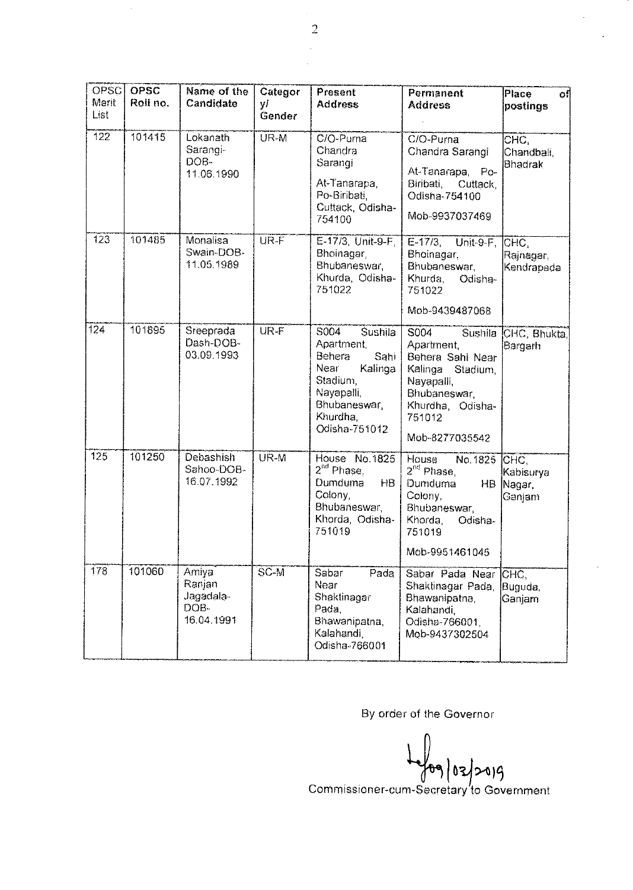| OPSC Merit List | OPSC Roll no. | Name of the Candidate | Category/ Gender | Present Address | Permanent Address | Place of postings |
|---|---|---|---|---|---|---|
| 122 | 101415 | Lokanath Sarangi-DOB-11.06.1990 | UR-M | C/O-Purna Chandra Sarangi At-Tanarapa, Po-Biribati, Cuttack, Odisha-754100 | C/O-Purna Chandra Sarangi At-Tanarapa, Po-Biribati, Cuttack, Odisha-754100 Mob-9937037469 | CHC, Chandbali, Bhadrak |
| 123 | 101485 | Monalisa Swain-DOB-11.05.1989 | UR-F | E-17/3, Unit-9-F, Bhoinagar, Bhubaneswar, Khurda, Odisha-751022 | E-17/3, Unit-9-F, Bhoinagar, Bhubaneswar, Khurda, Odisha-751022 Mob-9439487068 | CHC, Rajnagar, Kendrapada |
| 124 | 101895 | Sreeprada Dash-DOB-03.09.1993 | UR-F | S004 Sushila Apartment, Behera Sahi Near Kalinga Stadium, Nayapalli, Bhubaneswar, Khurdha, Odisha-751012 | S004 Sushila Apartment, Behera Sahi Near Kalinga Stadium, Nayapalli, Bhubaneswar, Khurdha, Odisha-751012 Mob-8277035542 | CHC, Bhukta, Bargarh |
| 125 | 101250 | Debashish Sahoo-DOB-16.07.1992 | UR-M | House No.1825 2nd Phase, Dumduma HB Colony, Bhubaneswar, Khorda, Odisha-751019 | House No.1825 2nd Phase, Dumduma HB Colony, Bhubaneswar, Khorda, Odisha-751019 Mob-9951461045 | CHC, Kabisurya Nagar, Ganjam |
| 178 | 101060 | Amiya Ranjan Jagadala-DOB-16.04.1991 | SC-M | Sabar Pada Near Shaktinagar Pada, Bhawanipatna, Kalahandi, Odisha-766001 | Sabar Pada Near Shaktinagar Pada, Bhawanipatna, Kalahandi, Odisha-766001, Mob-9437302504 | CHC, Buguda, Ganjam |

By order of the Governor

09/02/2019

Commissioner-cum-Secretary to Government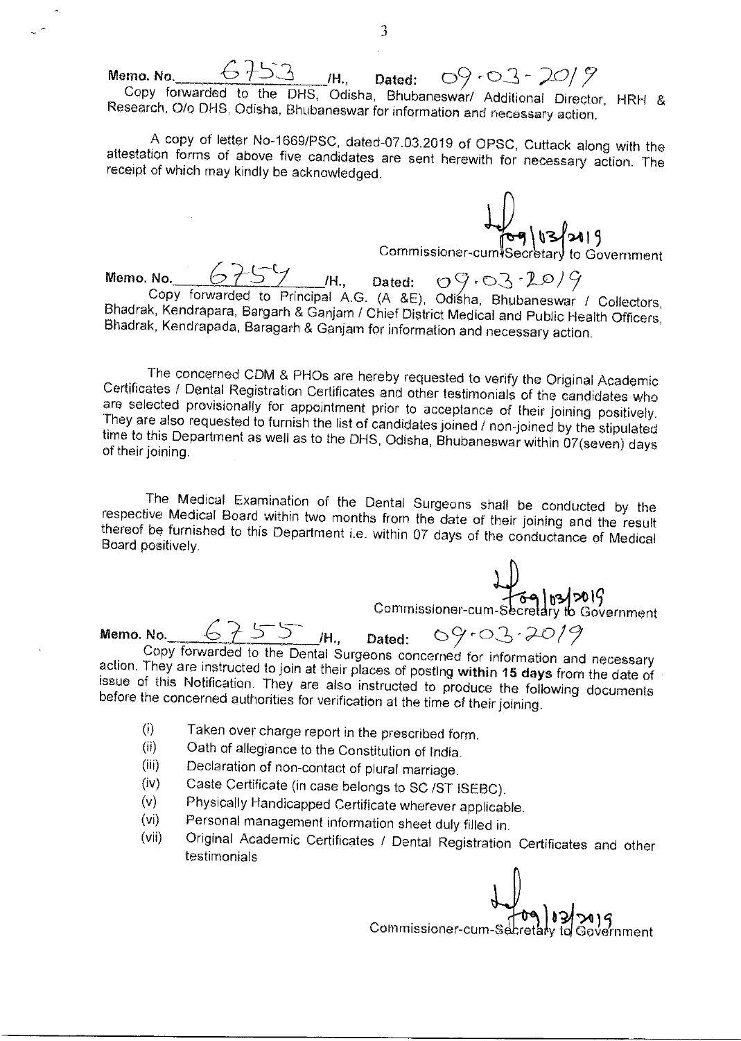Memo. No. 6753 /H., Dated: 09-03-2019

Copy forwarded to the DHS, Odisha, Bhubaneswar/ Additional Director, HRH & Research, O/o DHS, Odisha, Bhubaneswar for information and necessary action.

A copy of letter No-1669/PSC, dated-07.03.2019 of OPSC, Cuttack along with the attestation forms of above five candidates are sent herewith for necessary action. The receipt of which may kindly be acknowledged.

09/03/2019
Commissioner-cum-Secretary to Government

Memo. No. 6754 /H., Dated: 09-03-2019

Copy forwarded to Principal A.G. (A &E), Odisha, Bhubaneswar / Collectors, Bhadrak, Kendrapara, Bargarh & Ganjam / Chief District Medical and Public Health Officers, Bhadrak, Kendrapada, Baragarh & Ganjam for information and necessary action.

The concerned CDM & PHOs are hereby requested to verify the Original Academic Certificates / Dental Registration Certificates and other testimonials of the candidates who are selected provisionally for appointment prior to acceptance of their joining positively. They are also requested to furnish the list of candidates joined / non-joined by the stipulated time to this Department as well as to the DHS, Odisha, Bhubaneswar within 07(seven) days of their joining.

The Medical Examination of the Dental Surgeons shall be conducted by the respective Medical Board within two months from the date of their joining and the result thereof be furnished to this Department i.e. within 07 days of the conductance of Medical Board positively.

09/03/2019
Commissioner-cum-Secretary to Government

Memo. No. 6755 /H., Dated: 09-03-2019

Copy forwarded to the Dental Surgeons concerned for information and necessary action. They are instructed to join at their places of posting **within 15 days** from the date of issue of this Notification. They are also instructed to produce the following documents before the concerned authorities for verification at the time of their joining.

(i) Taken over charge report in the prescribed form.
(ii) Oath of allegiance to the Constitution of India.
(iii) Declaration of non-contact of plural marriage.
(iv) Caste Certificate (in case belongs to SC /ST ISEBC).
(v) Physically Handicapped Certificate wherever applicable.
(vi) Personal management information sheet duly filled in.
(vii) Original Academic Certificates / Dental Registration Certificates and other testimonials

09/03/2019
Commissioner-cum-Secretary to Government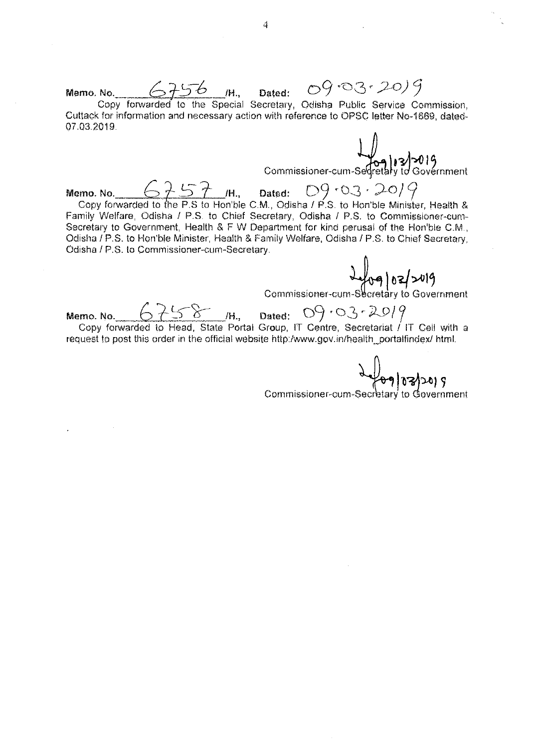Memo. No. 6756 /H., Dated: 09.03.2019

Copy forwarded to the Special Secretary, Odisha Public Service Commission, Cuttack for information and necessary action with reference to OPSC letter No-1869, dated-07.03.2019.

09/03/2019

Commissioner-cum-Secretary to Government

Memo. No. 6757 /H., Dated: 09.03.2019

Copy forwarded to the P.S to Hon'ble C.M., Odisha / P.S. to Hon'ble Minister, Health & Family Welfare, Odisha / P.S. to Chief Secretary, Odisha / P.S. to Commissioner-cum-Secretary to Government, Health & F W Department for kind perusal of the Hon'ble C.M., Odisha / P.S. to Hon'ble Minister, Health & Family Welfare, Odisha / P.S. to Chief Secretary, Odisha / P.S. to Commissioner-cum-Secretary.

09/03/2019

Commissioner-cum-Secretary to Government

Memo. No. 6758 /H., Dated: 09.03.2019

Copy forwarded to Head, State Portal Group, IT Centre, Secretariat / IT Cell with a request to post this order in the official website http:/www.gov.in/health_portalfindex/ html.

09/03/2019

Commissioner-cum-Secretary to Government